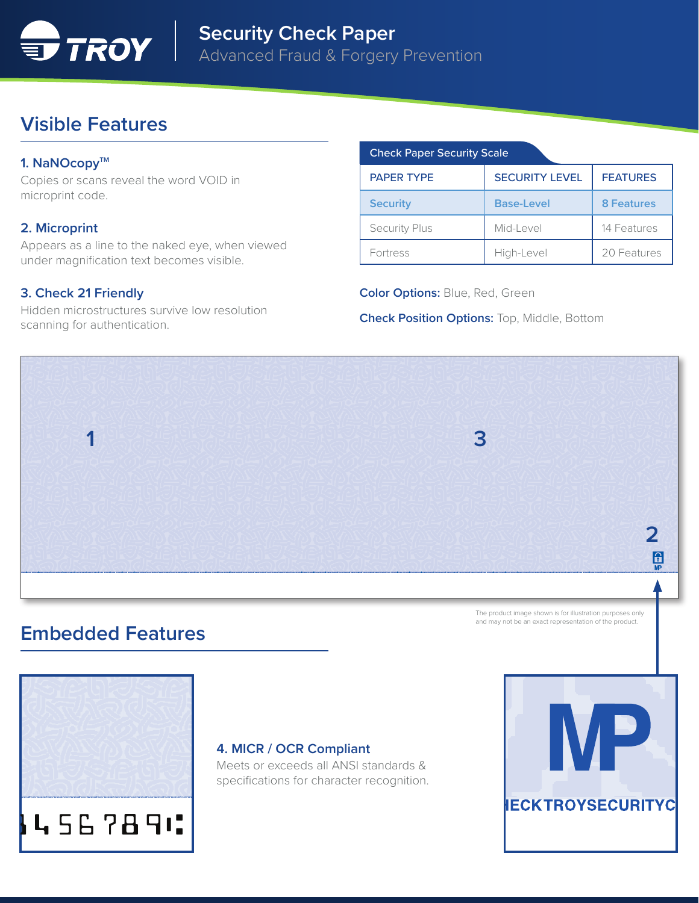# Security Check Paper

Advanced Fraud & Forgery Prevention

## Visible Features

### 1. NaNOcopy™

Copies or scans reveal the word VOID in microprint code.

### 2. Microprint

Appears as a line to the naked eye, when viewed under magnification text becomes visible.

### 3. Check 21 Friendly

Hidden microstructures survive low resolution scanning for authentication.

**Check Paper Security Scale**

| PAPER TYPE | SECURITY LEVEL | FEATURES |
|---|---|---|
| Security | Base-Level | 8 Features |
| Security Plus | Mid-Level | 14 Features |
| Fortress | High-Level | 20 Features |

**Color Options:** Blue, Red, Green

**Check Position Options:** Top, Middle, Bottom

The product image shown is for illustration purposes only and may not be an exact representation of the product.

## Embedded Features

### 4. MICR / OCR Compliant

Meets or exceeds all ANSI standards & specifications for character recognition.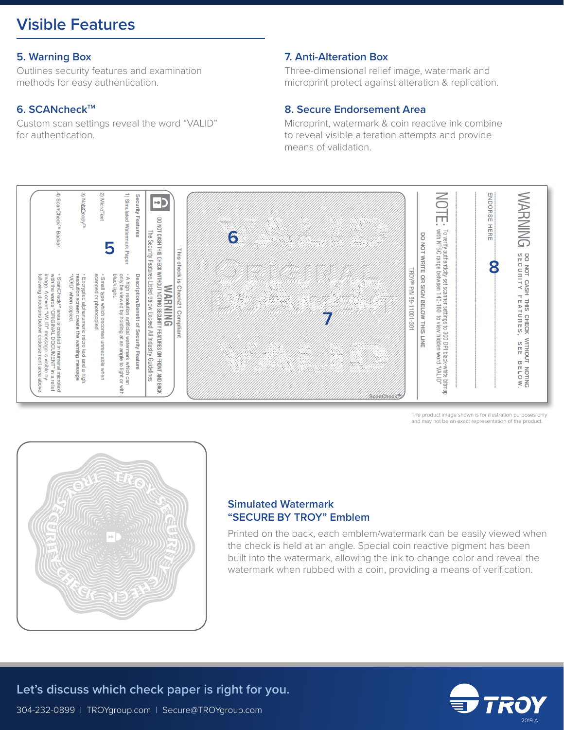# Visible Features

### 5. Warning Box

Outlines security features and examination methods for easy authentication.

### 6. SCANcheck™

Custom scan settings reveal the word "VALID" for authentication.

### 7. Anti-Alteration Box

Three-dimensional relief image, watermark and microprint protect against alteration & replication.

### 8. Secure Endorsement Area

Microprint, watermark & coin reactive ink combine to reveal visible alteration attempts and provide means of validation.

The product image shown is for illustration purposes only and may not be an exact representation of the product.

### Simulated Watermark "SECURE BY TROY" Emblem

Printed on the back, each emblem/watermark can be easily viewed when the check is held at an angle. Special coin reactive pigment has been built into the watermark, allowing the ink to change color and reveal the watermark when rubbed with a coin, providing a means of verification.

## Let's discuss which check paper is right for you.

304-232-0899 | TROYgroup.com | Secure@TROYgroup.com

TROY 2019 A